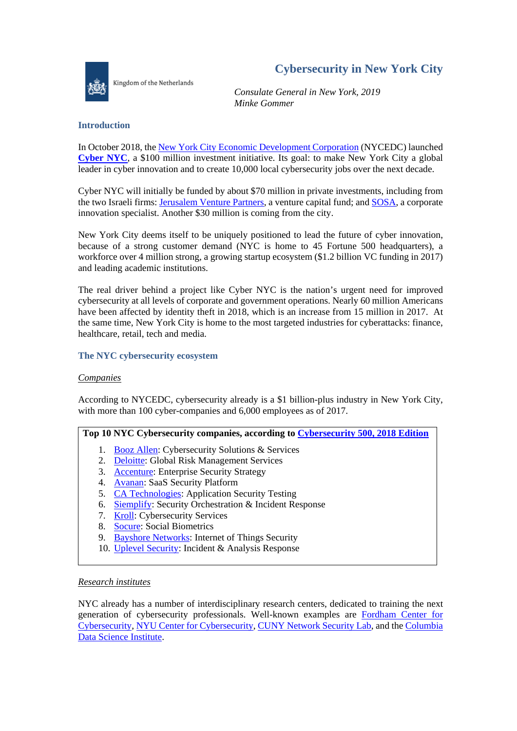Kingdom of the Netherlands

# Cybersecurity in New York City

*Consulate General in New York, 2019*
*Minke Gommer*

## Introduction

In October 2018, the New York City Economic Development Corporation (NYCEDC) launched **Cyber NYC**, a $100 million investment initiative. Its goal: to make New York City a global leader in cyber innovation and to create 10,000 local cybersecurity jobs over the next decade.

Cyber NYC will initially be funded by about $70 million in private investments, including from the two Israeli firms: Jerusalem Venture Partners, a venture capital fund; and SOSA, a corporate innovation specialist. Another $30 million is coming from the city.

New York City deems itself to be uniquely positioned to lead the future of cyber innovation, because of a strong customer demand (NYC is home to 45 Fortune 500 headquarters), a workforce over 4 million strong, a growing startup ecosystem ($1.2 billion VC funding in 2017) and leading academic institutions.

The real driver behind a project like Cyber NYC is the nation's urgent need for improved cybersecurity at all levels of corporate and government operations. Nearly 60 million Americans have been affected by identity theft in 2018, which is an increase from 15 million in 2017. At the same time, New York City is home to the most targeted industries for cyberattacks: finance, healthcare, retail, tech and media.

## The NYC cybersecurity ecosystem

### *Companies*

According to NYCEDC, cybersecurity already is a $1 billion-plus industry in New York City, with more than 100 cyber-companies and 6,000 employees as of 2017.

**Top 10 NYC Cybersecurity companies, according to Cybersecurity 500, 2018 Edition**

1. Booz Allen: Cybersecurity Solutions & Services
2. Deloitte: Global Risk Management Services
3. Accenture: Enterprise Security Strategy
4. Avanan: SaaS Security Platform
5. CA Technologies: Application Security Testing
6. Siemplify: Security Orchestration & Incident Response
7. Kroll: Cybersecurity Services
8. Socure: Social Biometrics
9. Bayshore Networks: Internet of Things Security
10. Uplevel Security: Incident & Analysis Response

### *Research institutes*

NYC already has a number of interdisciplinary research centers, dedicated to training the next generation of cybersecurity professionals. Well-known examples are Fordham Center for Cybersecurity, NYU Center for Cybersecurity, CUNY Network Security Lab, and the Columbia Data Science Institute.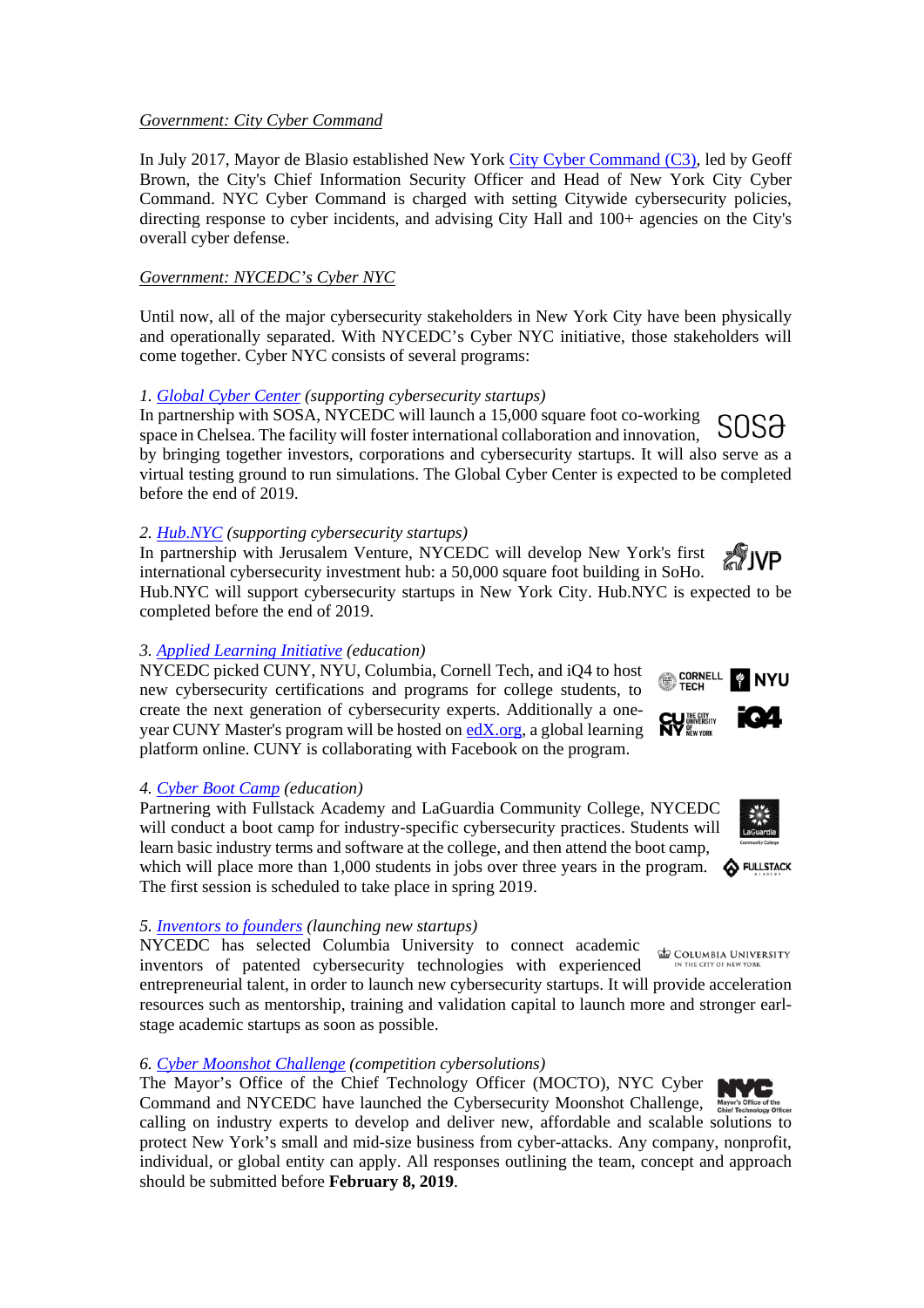Government: City Cyber Command

In July 2017, Mayor de Blasio established New York City Cyber Command (C3), led by Geoff Brown, the City's Chief Information Security Officer and Head of New York City Cyber Command. NYC Cyber Command is charged with setting Citywide cybersecurity policies, directing response to cyber incidents, and advising City Hall and 100+ agencies on the City's overall cyber defense.

Government: NYCEDC's Cyber NYC

Until now, all of the major cybersecurity stakeholders in New York City have been physically and operationally separated. With NYCEDC's Cyber NYC initiative, those stakeholders will come together. Cyber NYC consists of several programs:

*1. Global Cyber Center (supporting cybersecurity startups)*
In partnership with SOSA, NYCEDC will launch a 15,000 square foot co-working space in Chelsea. The facility will foster international collaboration and innovation, by bringing together investors, corporations and cybersecurity startups. It will also serve as a virtual testing ground to run simulations. The Global Cyber Center is expected to be completed before the end of 2019.

*2. Hub.NYC (supporting cybersecurity startups)*
In partnership with Jerusalem Venture, NYCEDC will develop New York's first international cybersecurity investment hub: a 50,000 square foot building in SoHo. Hub.NYC will support cybersecurity startups in New York City. Hub.NYC is expected to be completed before the end of 2019.

*3. Applied Learning Initiative* (education)
NYCEDC picked CUNY, NYU, Columbia, Cornell Tech, and iQ4 to host new cybersecurity certifications and programs for college students, to create the next generation of cybersecurity experts. Additionally a one-year CUNY Master's program will be hosted on edX.org, a global learning platform online. CUNY is collaborating with Facebook on the program.

*4. Cyber Boot Camp* (education)
Partnering with Fullstack Academy and LaGuardia Community College, NYCEDC will conduct a boot camp for industry-specific cybersecurity practices. Students will learn basic industry terms and software at the college, and then attend the boot camp, which will place more than 1,000 students in jobs over three years in the program. The first session is scheduled to take place in spring 2019.

*5. Inventors to founders (launching new startups)*
NYCEDC has selected Columbia University to connect academic inventors of patented cybersecurity technologies with experienced entrepreneurial talent, in order to launch new cybersecurity startups. It will provide acceleration resources such as mentorship, training and validation capital to launch more and stronger earl-stage academic startups as soon as possible.

*6. Cyber Moonshot Challenge (competition cybersolutions)*
The Mayor's Office of the Chief Technology Officer (MOCTO), NYC Cyber Command and NYCEDC have launched the Cybersecurity Moonshot Challenge, calling on industry experts to develop and deliver new, affordable and scalable solutions to protect New York's small and mid-size business from cyber-attacks. Any company, nonprofit, individual, or global entity can apply. All responses outlining the team, concept and approach should be submitted before **February 8, 2019**.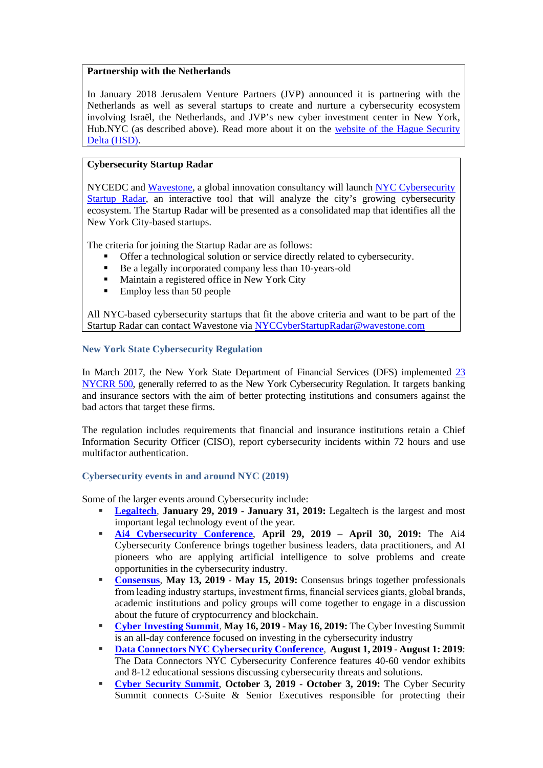**Partnership with the Netherlands**

In January 2018 Jerusalem Venture Partners (JVP) announced it is partnering with the Netherlands as well as several startups to create and nurture a cybersecurity ecosystem involving Israël, the Netherlands, and JVP's new cyber investment center in New York, Hub.NYC (as described above). Read more about it on the website of the Hague Security Delta (HSD).

**Cybersecurity Startup Radar**

NYCEDC and Wavestone, a global innovation consultancy will launch NYC Cybersecurity Startup Radar, an interactive tool that will analyze the city's growing cybersecurity ecosystem. The Startup Radar will be presented as a consolidated map that identifies all the New York City-based startups.

The criteria for joining the Startup Radar are as follows:

- Offer a technological solution or service directly related to cybersecurity.
- Be a legally incorporated company less than 10-years-old
- Maintain a registered office in New York City
- Employ less than 50 people

All NYC-based cybersecurity startups that fit the above criteria and want to be part of the Startup Radar can contact Wavestone via NYCCyberStartupRadar@wavestone.com

### New York State Cybersecurity Regulation

In March 2017, the New York State Department of Financial Services (DFS) implemented 23 NYCRR 500, generally referred to as the New York Cybersecurity Regulation. It targets banking and insurance sectors with the aim of better protecting institutions and consumers against the bad actors that target these firms.

The regulation includes requirements that financial and insurance institutions retain a Chief Information Security Officer (CISO), report cybersecurity incidents within 72 hours and use multifactor authentication.

### Cybersecurity events in and around NYC (2019)

Some of the larger events around Cybersecurity include:

- **Legaltech**, **January 29, 2019 - January 31, 2019:** Legaltech is the largest and most important legal technology event of the year.
- **Ai4 Cybersecurity Conference**, **April 29, 2019 – April 30, 2019:** The Ai4 Cybersecurity Conference brings together business leaders, data practitioners, and AI pioneers who are applying artificial intelligence to solve problems and create opportunities in the cybersecurity industry.
- **Consensus**, **May 13, 2019 - May 15, 2019:** Consensus brings together professionals from leading industry startups, investment firms, financial services giants, global brands, academic institutions and policy groups will come together to engage in a discussion about the future of cryptocurrency and blockchain.
- **Cyber Investing Summit**, **May 16, 2019 - May 16, 2019:** The Cyber Investing Summit is an all-day conference focused on investing in the cybersecurity industry
- **Data Connectors NYC Cybersecurity Conference**, **August 1, 2019 - August 1: 2019**: The Data Connectors NYC Cybersecurity Conference features 40-60 vendor exhibits and 8-12 educational sessions discussing cybersecurity threats and solutions.
- **Cyber Security Summit**, **October 3, 2019 - October 3, 2019:** The Cyber Security Summit connects C-Suite & Senior Executives responsible for protecting their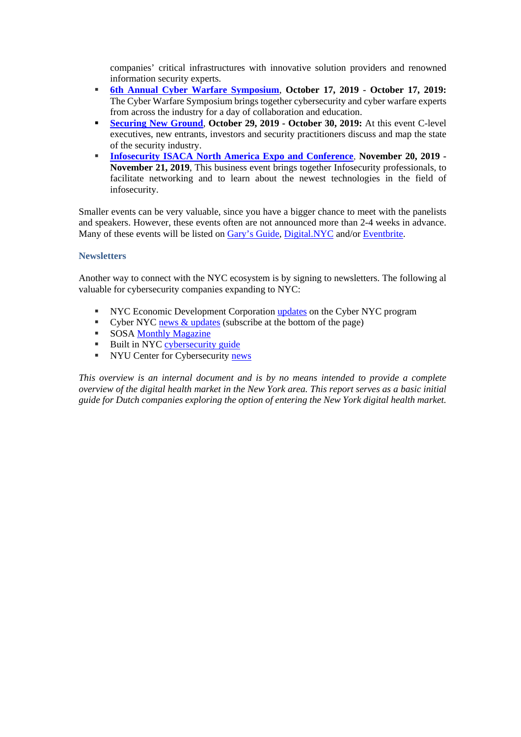companies' critical infrastructures with innovative solution providers and renowned information security experts.

- **6th Annual Cyber Warfare Symposium**, **October 17, 2019 - October 17, 2019:** The Cyber Warfare Symposium brings together cybersecurity and cyber warfare experts from across the industry for a day of collaboration and education.
- **Securing New Ground**, **October 29, 2019 - October 30, 2019:** At this event C-level executives, new entrants, investors and security practitioners discuss and map the state of the security industry.
- **Infosecurity ISACA North America Expo and Conference**, **November 20, 2019 - November 21, 2019**, This business event brings together Infosecurity professionals, to facilitate networking and to learn about the newest technologies in the field of infosecurity.

Smaller events can be very valuable, since you have a bigger chance to meet with the panelists and speakers. However, these events often are not announced more than 2-4 weeks in advance. Many of these events will be listed on Gary's Guide, Digital.NYC and/or Eventbrite.

### Newsletters

Another way to connect with the NYC ecosystem is by signing to newsletters. The following al valuable for cybersecurity companies expanding to NYC:

- NYC Economic Development Corporation updates on the Cyber NYC program
- Cyber NYC news & updates (subscribe at the bottom of the page)
- SOSA Monthly Magazine
- Built in NYC cybersecurity guide
- NYU Center for Cybersecurity news

*This overview is an internal document and is by no means intended to provide a complete overview of the digital health market in the New York area. This report serves as a basic initial guide for Dutch companies exploring the option of entering the New York digital health market.*